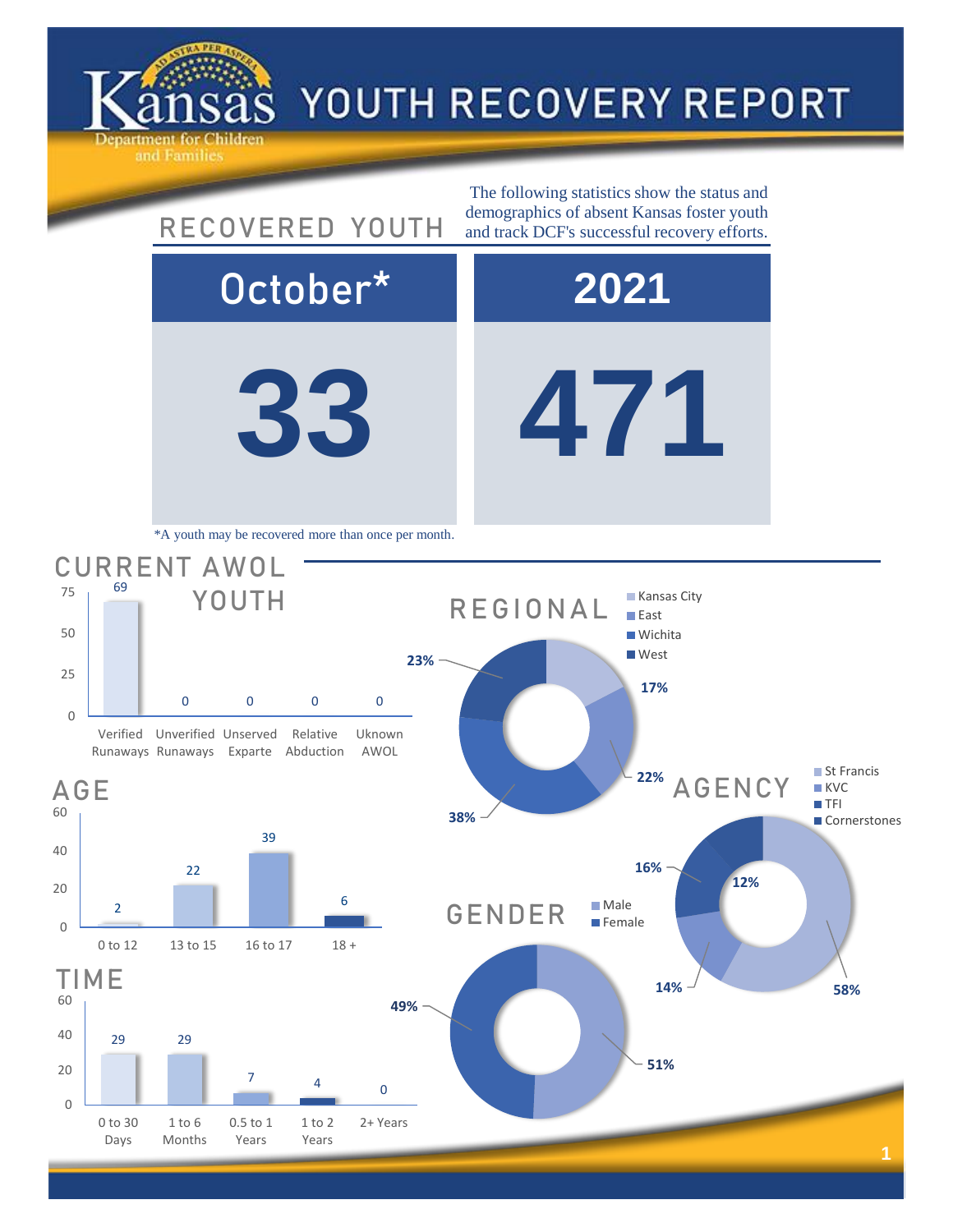# Kansas Department for Children and Families — YOUTH RECOVERY REPORT

## RECOVERED YOUTH

The following statistics show the status and demographics of absent Kansas foster youth and track DCF's successful recovery efforts.

| October* | 2021 |
| --- | --- |
| 33 | 471 |

*A youth may be recovered more than once per month.

## CURRENT AWOL YOUTH

| Verified Runaways | Unverified Runaways | Unserved Exparte | Relative Abduction | Uknown AWOL |
| --- | --- | --- | --- | --- |
| 69 | 0 | 0 | 0 | 0 |

## AGE

| 0 to 12 | 13 to 15 | 16 to 17 | 18 + |
| --- | --- | --- | --- |
| 2 | 22 | 39 | 6 |

## TIME

| 0 to 30 Days | 1 to 6 Months | 0.5 to 1 Years | 1 to 2 Years | 2+ Years |
| --- | --- | --- | --- | --- |
| 29 | 29 | 7 | 4 | 0 |

## REGIONAL

| Kansas City | East | Wichita | West |
| --- | --- | --- | --- |
| 17% | 22% | 38% | 23% |

## AGENCY

| St Francis | KVC | TFI | Cornerstones |
| --- | --- | --- | --- |
| 58% | 14% | 16% | 12% |

## GENDER

| Male | Female |
| --- | --- |
| 51% | 49% |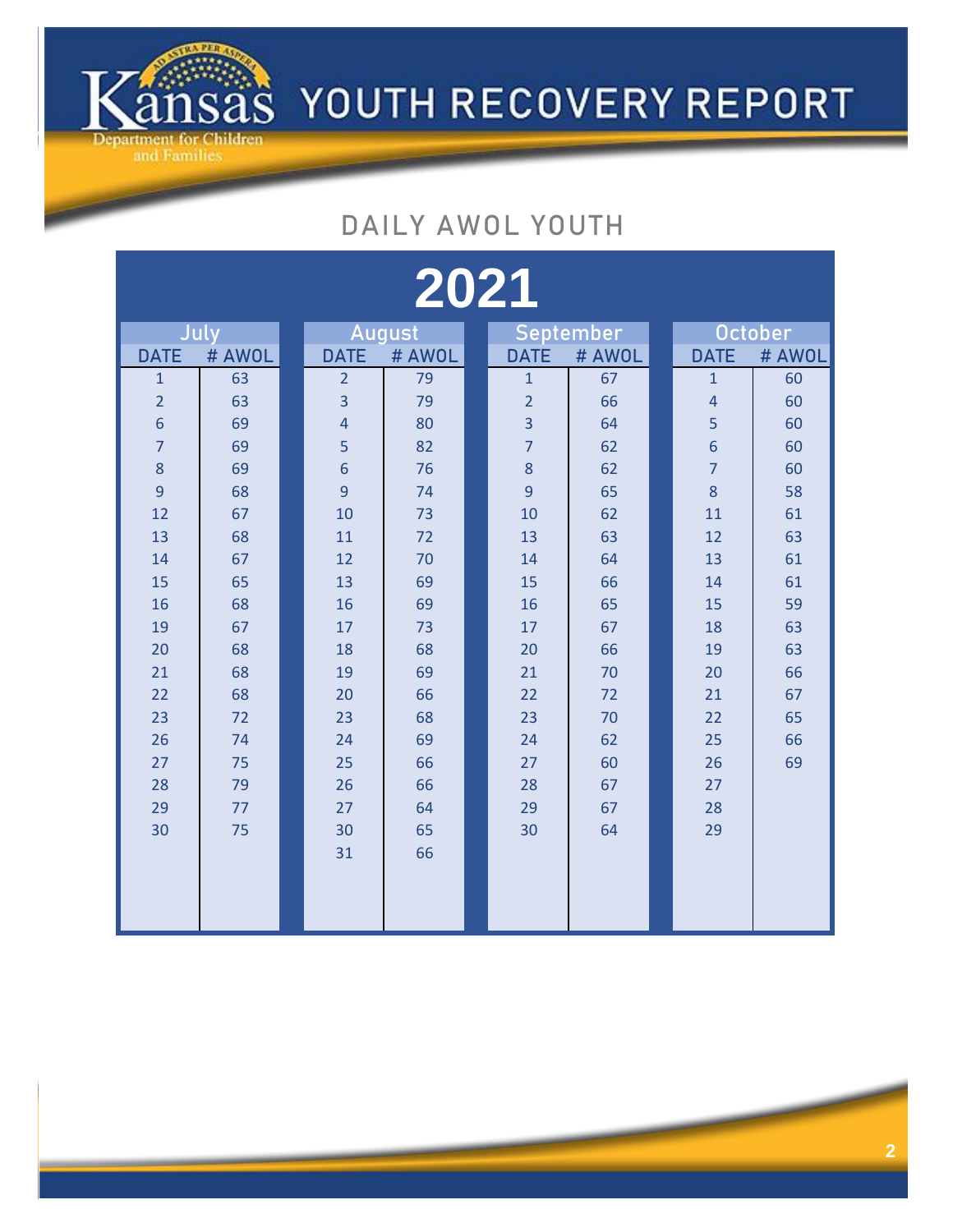# Kansas Department for Children and Families

# YOUTH RECOVERY REPORT

## DAILY AWOL YOUTH

### 2021

| July | | August | | September | | October | |
|---|---|---|---|---|---|---|---|
| DATE | # AWOL | DATE | # AWOL | DATE | # AWOL | DATE | # AWOL |
| 1 | 63 | 2 | 79 | 1 | 67 | 1 | 60 |
| 2 | 63 | 3 | 79 | 2 | 66 | 4 | 60 |
| 6 | 69 | 4 | 80 | 3 | 64 | 5 | 60 |
| 7 | 69 | 5 | 82 | 7 | 62 | 6 | 60 |
| 8 | 69 | 6 | 76 | 8 | 62 | 7 | 60 |
| 9 | 68 | 9 | 74 | 9 | 65 | 8 | 58 |
| 12 | 67 | 10 | 73 | 10 | 62 | 11 | 61 |
| 13 | 68 | 11 | 72 | 13 | 63 | 12 | 63 |
| 14 | 67 | 12 | 70 | 14 | 64 | 13 | 61 |
| 15 | 65 | 13 | 69 | 15 | 66 | 14 | 61 |
| 16 | 68 | 16 | 69 | 16 | 65 | 15 | 59 |
| 19 | 67 | 17 | 73 | 17 | 67 | 18 | 63 |
| 20 | 68 | 18 | 68 | 20 | 66 | 19 | 63 |
| 21 | 68 | 19 | 69 | 21 | 70 | 20 | 66 |
| 22 | 68 | 20 | 66 | 22 | 72 | 21 | 67 |
| 23 | 72 | 23 | 68 | 23 | 70 | 22 | 65 |
| 26 | 74 | 24 | 69 | 24 | 62 | 25 | 66 |
| 27 | 75 | 25 | 66 | 27 | 60 | 26 | 69 |
| 28 | 79 | 26 | 66 | 28 | 67 | 27 | |
| 29 | 77 | 27 | 64 | 29 | 67 | 28 | |
| 30 | 75 | 30 | 65 | 30 | 64 | 29 | |
| | | 31 | 66 | | | | |